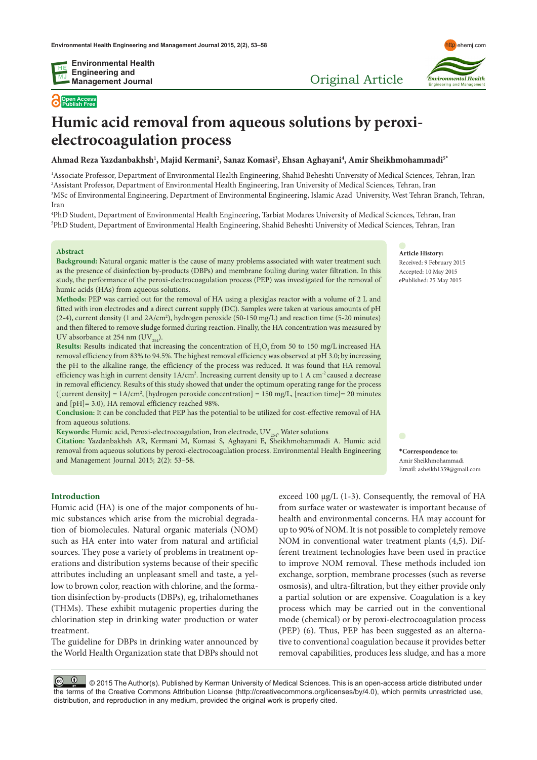Original Article

# Humic acid removal from aqueous solutions by peroxi-electrocoagulation process

**Ahmad Reza Yazdanbakhsh[1], Majid Kermani[2], Sanaz Komasi[3], Ehsan Aghayani[4], Amir Sheikhmohammadi[5*]**

[1]Associate Professor, Department of Environmental Health Engineering, Shahid Beheshti University of Medical Sciences, Tehran, Iran
[2]Assistant Professor, Department of Environmental Health Engineering, Iran University of Medical Sciences, Tehran, Iran
[3]MSc of Environmental Engineering, Department of Environmental Engineering, Islamic Azad University, West Tehran Branch, Tehran, Iran
[4]PhD Student, Department of Environmental Health Engineering, Tarbiat Modares University of Medical Sciences, Tehran, Iran
[5]PhD Student, Department of Environmental Health Engineering, Shahid Beheshti University of Medical Sciences, Tehran, Iran

**Article History:**
Received: 9 February 2015
Accepted: 10 May 2015
ePublished: 25 May 2015

**\*Correspondence to:**
Amir Sheikhmohammadi
Email: asheikh1359@gmail.com

## Abstract

**Background:** Natural organic matter is the cause of many problems associated with water treatment such as the presence of disinfection by-products (DBPs) and membrane fouling during water filtration. In this study, the performance of the peroxi-electrocoagulation process (PEP) was investigated for the removal of humic acids (HAs) from aqueous solutions.

**Methods:** PEP was carried out for the removal of HA using a plexiglas reactor with a volume of 2 L and fitted with iron electrodes and a direct current supply (DC). Samples were taken at various amounts of pH (2-4), current density (1 and 2A/cm$^2$), hydrogen peroxide (50-150 mg/L) and reaction time (5-20 minutes) and then filtered to remove sludge formed during reaction. Finally, the HA concentration was measured by UV absorbance at 254 nm ($UV_{254}$).

**Results:** Results indicated that increasing the concentration of $H_2O_2$ from 50 to 150 mg/L increased HA removal efficiency from 83% to 94.5%. The highest removal efficiency was observed at pH 3.0; by increasing the pH to the alkaline range, the efficiency of the process was reduced. It was found that HA removal efficiency was high in current density 1A/cm$^2$. Increasing current density up to 1 A cm$^{-2}$ caused a decrease in removal efficiency. Results of this study showed that under the optimum operating range for the process ([current density] = 1A/cm$^2$, [hydrogen peroxide concentration] = 150 mg/L, [reaction time]= 20 minutes and [pH]= 3.0), HA removal efficiency reached 98%.

**Conclusion:** It can be concluded that PEP has the potential to be utilized for cost-effective removal of HA from aqueous solutions.

**Keywords:** Humic acid, Peroxi-electrocoagulation, Iron electrode, $UV_{254}$, Water solutions

**Citation:** Yazdanbakhsh AR, Kermani M, Komasi S, Aghayani E, Sheikhmohammadi A. Humic acid removal from aqueous solutions by peroxi-electrocoagulation process. Environmental Health Engineering and Management Journal 2015; 2(2): 53–58.

## Introduction

Humic acid (HA) is one of the major components of humic substances which arise from the microbial degradation of biomolecules. Natural organic materials (NOM) such as HA enter into water from natural and artificial sources. They pose a variety of problems in treatment operations and distribution systems because of their specific attributes including an unpleasant smell and taste, a yellow to brown color, reaction with chlorine, and the formation disinfection by-products (DBPs), eg, trihalomethanes (THMs). These exhibit mutagenic properties during the chlorination step in drinking water production or water treatment.

The guideline for DBPs in drinking water announced by the World Health Organization state that DBPs should not exceed 100 μg/L (1-3). Consequently, the removal of HA from surface water or wastewater is important because of health and environmental concerns. HA may account for up to 90% of NOM. It is not possible to completely remove NOM in conventional water treatment plants (4,5). Different treatment technologies have been used in practice to improve NOM removal. These methods included ion exchange, sorption, membrane processes (such as reverse osmosis), and ultra-filtration, but they either provide only a partial solution or are expensive. Coagulation is a key process which may be carried out in the conventional mode (chemical) or by peroxi-electrocoagulation process (PEP) (6). Thus, PEP has been suggested as an alternative to conventional coagulation because it provides better removal capabilities, produces less sludge, and has a more

© 2015 The Author(s). Published by Kerman University of Medical Sciences. This is an open-access article distributed under the terms of the Creative Commons Attribution License (http://creativecommons.org/licenses/by/4.0), which permits unrestricted use, distribution, and reproduction in any medium, provided the original work is properly cited.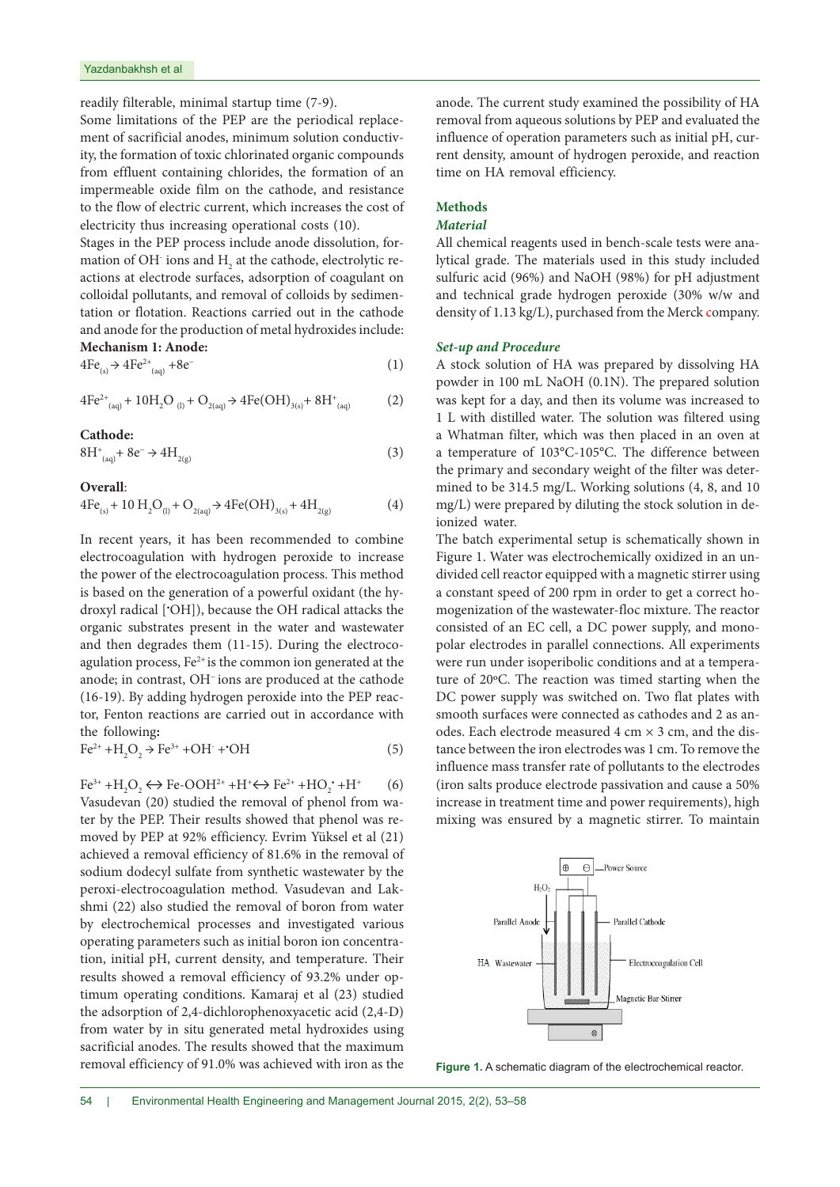readily filterable, minimal startup time (7-9).

Some limitations of the PEP are the periodical replacement of sacrificial anodes, minimum solution conductivity, the formation of toxic chlorinated organic compounds from effluent containing chlorides, the formation of an impermeable oxide film on the cathode, and resistance to the flow of electric current, which increases the cost of electricity thus increasing operational costs (10).

Stages in the PEP process include anode dissolution, formation of $OH^-$ ions and $H_2$ at the cathode, electrolytic reactions at electrode surfaces, adsorption of coagulant on colloidal pollutants, and removal of colloids by sedimentation or flotation. Reactions carried out in the cathode and anode for the production of metal hydroxides include:

**Mechanism 1: Anode:**

$$4Fe_{(s)} \rightarrow 4Fe^{2+}_{(aq)} + 8e^- \quad (1)$$

$$4Fe^{2+}_{(aq)} + 10H_2O_{(l)} + O_{2(aq)} \rightarrow 4Fe(OH)_{3(s)} + 8H^+_{(aq)} \quad (2)$$

**Cathode:**

$$8H^+_{(aq)} + 8e^- \rightarrow 4H_{2(g)} \quad (3)$$

**Overall**:

$$4Fe_{(s)} + 10\,H_2O_{(l)} + O_{2(aq)} \rightarrow 4Fe(OH)_{3(s)} + 4H_{2(g)} \quad (4)$$

In recent years, it has been recommended to combine electrocoagulation with hydrogen peroxide to increase the power of the electrocoagulation process. This method is based on the generation of a powerful oxidant (the hydroxyl radical [$^{\bullet}OH$]), because the OH radical attacks the organic substrates present in the water and wastewater and then degrades them (11-15). During the electrocoagulation process, $Fe^{2+}$ is the common ion generated at the anode; in contrast, $OH^-$ ions are produced at the cathode (16-19). By adding hydrogen peroxide into the PEP reactor, Fenton reactions are carried out in accordance with the following**:**

$$Fe^{2+} + H_2O_2 \rightarrow Fe^{3+} + OH^- + {^{\bullet}OH} \quad (5)$$

$$Fe^{3+} + H_2O_2 \leftrightarrow Fe\text{-}OOH^{2+} + H^+ \leftrightarrow Fe^{2+} + HO_2^{\bullet} + H^+ \quad (6)$$

Vasudevan (20) studied the removal of phenol from water by the PEP. Their results showed that phenol was removed by PEP at 92% efficiency. Evrim Yüksel et al (21) achieved a removal efficiency of 81.6% in the removal of sodium dodecyl sulfate from synthetic wastewater by the peroxi-electrocoagulation method. Vasudevan and Lakshmi (22) also studied the removal of boron from water by electrochemical processes and investigated various operating parameters such as initial boron ion concentration, initial pH, current density, and temperature. Their results showed a removal efficiency of 93.2% under optimum operating conditions. Kamaraj et al (23) studied the adsorption of 2,4-dichlorophenoxyacetic acid (2,4-D) from water by in situ generated metal hydroxides using sacrificial anodes. The results showed that the maximum removal efficiency of 91.0% was achieved with iron as the anode. The current study examined the possibility of HA removal from aqueous solutions by PEP and evaluated the influence of operation parameters such as initial pH, current density, amount of hydrogen peroxide, and reaction time on HA removal efficiency.

## Methods

### *Material*

All chemical reagents used in bench-scale tests were analytical grade. The materials used in this study included sulfuric acid (96%) and NaOH (98%) for pH adjustment and technical grade hydrogen peroxide (30% w/w and density of 1.13 kg/L), purchased from the Merck company.

### *Set-up and Procedure*

A stock solution of HA was prepared by dissolving HA powder in 100 mL NaOH (0.1N). The prepared solution was kept for a day, and then its volume was increased to 1 L with distilled water. The solution was filtered using a Whatman filter, which was then placed in an oven at a temperature of 103°C-105°C. The difference between the primary and secondary weight of the filter was determined to be 314.5 mg/L. Working solutions (4, 8, and 10 mg/L) were prepared by diluting the stock solution in deionized water.

The batch experimental setup is schematically shown in Figure 1. Water was electrochemically oxidized in an undivided cell reactor equipped with a magnetic stirrer using a constant speed of 200 rpm in order to get a correct homogenization of the wastewater-floc mixture. The reactor consisted of an EC cell, a DC power supply, and monopolar electrodes in parallel connections. All experiments were run under isoperibolic conditions and at a temperature of 20ºC. The reaction was timed starting when the DC power supply was switched on. Two flat plates with smooth surfaces were connected as cathodes and 2 as anodes. Each electrode measured 4 cm × 3 cm, and the distance between the iron electrodes was 1 cm. To remove the influence mass transfer rate of pollutants to the electrodes (iron salts produce electrode passivation and cause a 50% increase in treatment time and power requirements), high mixing was ensured by a magnetic stirrer. To maintain

**Figure 1.** A schematic diagram of the electrochemical reactor.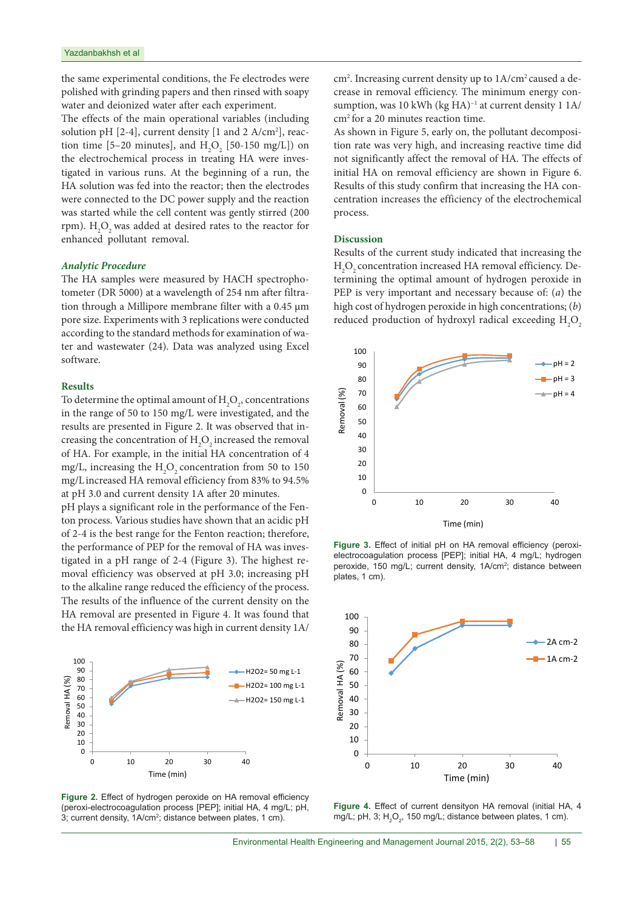the same experimental conditions, the Fe electrodes were polished with grinding papers and then rinsed with soapy water and deionized water after each experiment.

The effects of the main operational variables (including solution pH [2-4], current density [1 and 2 A/cm²], reaction time [5–20 minutes], and $H_2O_2$ [50-150 mg/L]) on the electrochemical process in treating HA were investigated in various runs. At the beginning of a run, the HA solution was fed into the reactor; then the electrodes were connected to the DC power supply and the reaction was started while the cell content was gently stirred (200 rpm). $H_2O_2$ was added at desired rates to the reactor for enhanced pollutant removal.

### *Analytic Procedure*

The HA samples were measured by HACH spectrophotometer (DR 5000) at a wavelength of 254 nm after filtration through a Millipore membrane filter with a 0.45 µm pore size. Experiments with 3 replications were conducted according to the standard methods for examination of water and wastewater (24). Data was analyzed using Excel software.

## Results

To determine the optimal amount of $H_2O_2$, concentrations in the range of 50 to 150 mg/L were investigated, and the results are presented in Figure 2. It was observed that increasing the concentration of $H_2O_2$ increased the removal of HA. For example, in the initial HA concentration of 4 mg/L, increasing the $H_2O_2$ concentration from 50 to 150 mg/L increased HA removal efficiency from 83% to 94.5% at pH 3.0 and current density 1A after 20 minutes.

pH plays a significant role in the performance of the Fenton process. Various studies have shown that an acidic pH of 2-4 is the best range for the Fenton reaction; therefore, the performance of PEP for the removal of HA was investigated in a pH range of 2-4 (Figure 3). The highest removal efficiency was observed at pH 3.0; increasing pH to the alkaline range reduced the efficiency of the process.

The results of the influence of the current density on the HA removal are presented in Figure 4. It was found that the HA removal efficiency was high in current density 1A/cm². Increasing current density up to 1A/cm² caused a decrease in removal efficiency. The minimum energy consumption, was 10 kWh (kg HA)$^{-1}$ at current density 1 1A/cm² for a 20 minutes reaction time.

**Figure 2.** Effect of hydrogen peroxide on HA removal efficiency (peroxi-electrocoagulation process [PEP]; initial HA, 4 mg/L; pH, 3; current density, 1A/cm²; distance between plates, 1 cm).

As shown in Figure 5, early on, the pollutant decomposition rate was very high, and increasing reactive time did not significantly affect the removal of HA. The effects of initial HA on removal efficiency are shown in Figure 6. Results of this study confirm that increasing the HA concentration increases the efficiency of the electrochemical process.

## Discussion

Results of the current study indicated that increasing the $H_2O_2$ concentration increased HA removal efficiency. Determining the optimal amount of hydrogen peroxide in PEP is very important and necessary because of: (*a*) the high cost of hydrogen peroxide in high concentrations; (*b*) reduced production of hydroxyl radical exceeding $H_2O_2$

**Figure 3.** Effect of initial pH on HA removal efficiency (peroxi-electrocoagulation process [PEP]; initial HA, 4 mg/L; hydrogen peroxide, 150 mg/L; current density, 1A/cm²; distance between plates, 1 cm).

**Figure 4.** Effect of current densityon HA removal (initial HA, 4 mg/L; pH, 3; $H_2O_2$, 150 mg/L; distance between plates, 1 cm).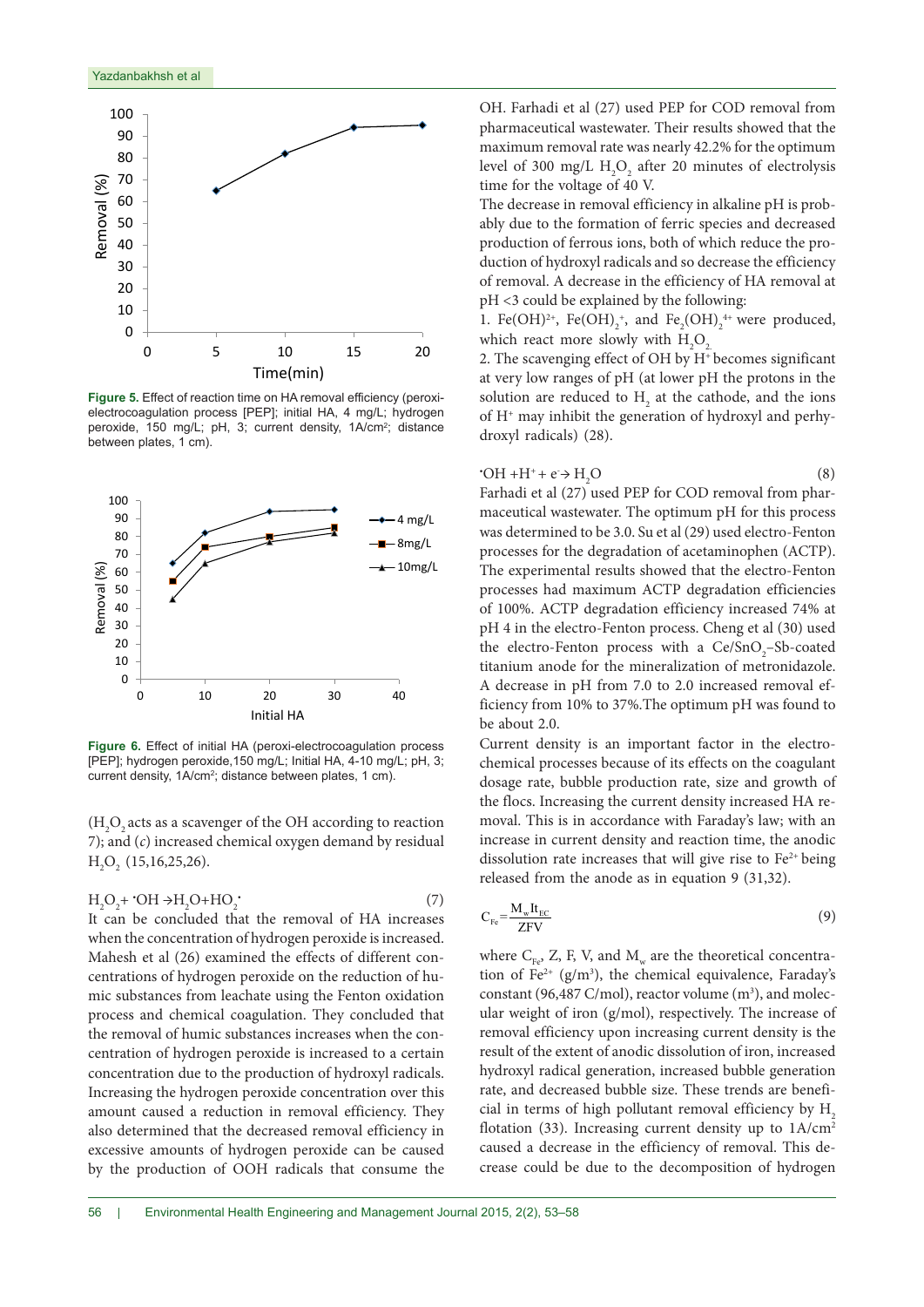Figure 5. Effect of reaction time on HA removal efficiency (peroxi-electrocoagulation process [PEP]; initial HA, 4 mg/L; hydrogen peroxide, 150 mg/L; pH, 3; current density, 1A/cm$^2$; distance between plates, 1 cm).

Figure 6. Effect of initial HA (peroxi-electrocoagulation process [PEP]; hydrogen peroxide,150 mg/L; Initial HA, 4-10 mg/L; pH, 3; current density, 1A/cm$^2$; distance between plates, 1 cm).

($H_2O_2$ acts as a scavenger of the OH according to reaction 7); and (*c*) increased chemical oxygen demand by residual $H_2O_2$ (15,16,25,26).

$$H_2O_2 + {}^{\bullet}OH \rightarrow H_2O + HO_2^{\bullet} \quad (7)$$

It can be concluded that the removal of HA increases when the concentration of hydrogen peroxide is increased. Mahesh et al (26) examined the effects of different concentrations of hydrogen peroxide on the reduction of humic substances from leachate using the Fenton oxidation process and chemical coagulation. They concluded that the removal of humic substances increases when the concentration of hydrogen peroxide is increased to a certain concentration due to the production of hydroxyl radicals. Increasing the hydrogen peroxide concentration over this amount caused a reduction in removal efficiency. They also determined that the decreased removal efficiency in excessive amounts of hydrogen peroxide can be caused by the production of OOH radicals that consume the OH. Farhadi et al (27) used PEP for COD removal from pharmaceutical wastewater. Their results showed that the maximum removal rate was nearly 42.2% for the optimum level of 300 mg/L $H_2O_2$ after 20 minutes of electrolysis time for the voltage of 40 V.

The decrease in removal efficiency in alkaline pH is probably due to the formation of ferric species and decreased production of ferrous ions, both of which reduce the production of hydroxyl radicals and so decrease the efficiency of removal. A decrease in the efficiency of HA removal at pH <3 could be explained by the following:

1. $Fe(OH)^{2+}$, $Fe(OH)_2^{+}$, and $Fe_2(OH)_2^{4+}$ were produced, which react more slowly with $H_2O_2$.
2. The scavenging effect of OH by $H^+$ becomes significant at very low ranges of pH (at lower pH the protons in the solution are reduced to $H_2$ at the cathode, and the ions of $H^+$ may inhibit the generation of hydroxyl and perhydroxyl radicals) (28).

$$^{\bullet}OH + H^+ + e^- \rightarrow H_2O \quad (8)$$

Farhadi et al (27) used PEP for COD removal from pharmaceutical wastewater. The optimum pH for this process was determined to be 3.0. Su et al (29) used electro-Fenton processes for the degradation of acetaminophen (ACTP). The experimental results showed that the electro-Fenton processes had maximum ACTP degradation efficiencies of 100%. ACTP degradation efficiency increased 74% at pH 4 in the electro-Fenton process. Cheng et al (30) used the electro-Fenton process with a Ce/$SnO_2$–Sb-coated titanium anode for the mineralization of metronidazole. A decrease in pH from 7.0 to 2.0 increased removal efficiency from 10% to 37%.The optimum pH was found to be about 2.0.

Current density is an important factor in the electrochemical processes because of its effects on the coagulant dosage rate, bubble production rate, size and growth of the flocs. Increasing the current density increased HA removal. This is in accordance with Faraday's law; with an increase in current density and reaction time, the anodic dissolution rate increases that will give rise to $Fe^{2+}$ being released from the anode as in equation 9 (31,32).

$$C_{Fe} = \frac{M_w I t_{EC}}{ZFV} \quad (9)$$

where $C_{Fe}$, Z, F, V, and $M_w$ are the theoretical concentration of $Fe^{2+}$ (g/m$^3$), the chemical equivalence, Faraday's constant (96,487 C/mol), reactor volume (m$^3$), and molecular weight of iron (g/mol), respectively. The increase of removal efficiency upon increasing current density is the result of the extent of anodic dissolution of iron, increased hydroxyl radical generation, increased bubble generation rate, and decreased bubble size. These trends are beneficial in terms of high pollutant removal efficiency by $H_2$ flotation (33). Increasing current density up to 1A/cm$^2$ caused a decrease in the efficiency of removal. This decrease could be due to the decomposition of hydrogen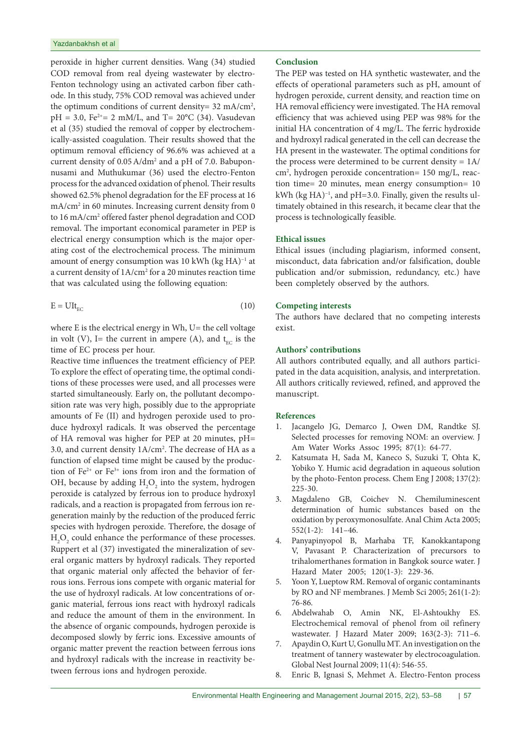peroxide in higher current densities. Wang (34) studied COD removal from real dyeing wastewater by electro-Fenton technology using an activated carbon fiber cathode. In this study, 75% COD removal was achieved under the optimum conditions of current density= 32 mA/cm$^2$, pH = 3.0, $Fe^{2+}$= 2 mM/L, and T= 20°C (34). Vasudevan et al (35) studied the removal of copper by electrochemically-assisted coagulation. Their results showed that the optimum removal efficiency of 96.6% was achieved at a current density of 0.05 A/dm$^2$ and a pH of 7.0. Babuponnusami and Muthukumar (36) used the electro-Fenton process for the advanced oxidation of phenol. Their results showed 62.5% phenol degradation for the EF process at 16 mA/cm$^2$ in 60 minutes. Increasing current density from 0 to 16 mA/cm$^2$ offered faster phenol degradation and COD removal. The important economical parameter in PEP is electrical energy consumption which is the major operating cost of the electrochemical process. The minimum amount of energy consumption was 10 kWh (kg HA)$^{-1}$ at a current density of 1A/cm$^2$ for a 20 minutes reaction time that was calculated using the following equation:

$$E = UIt_{EC} \tag{10}$$

where E is the electrical energy in Wh, U= the cell voltage in volt (V), I= the current in ampere (A), and $t_{EC}$ is the time of EC process per hour.

Reactive time influences the treatment efficiency of PEP. To explore the effect of operating time, the optimal conditions of these processes were used, and all processes were started simultaneously. Early on, the pollutant decomposition rate was very high, possibly due to the appropriate amounts of Fe (II) and hydrogen peroxide used to produce hydroxyl radicals. It was observed the percentage of HA removal was higher for PEP at 20 minutes, pH= 3.0, and current density 1A/cm$^2$. The decrease of HA as a function of elapsed time might be caused by the production of $Fe^{2+}$ or $Fe^{3+}$ ions from iron and the formation of OH, because by adding $H_2O_2$ into the system, hydrogen peroxide is catalyzed by ferrous ion to produce hydroxyl radicals, and a reaction is propagated from ferrous ion regeneration mainly by the reduction of the produced ferric species with hydrogen peroxide. Therefore, the dosage of $H_2O_2$ could enhance the performance of these processes. Ruppert et al (37) investigated the mineralization of several organic matters by hydroxyl radicals. They reported that organic material only affected the behavior of ferrous ions. Ferrous ions compete with organic material for the use of hydroxyl radicals. At low concentrations of organic material, ferrous ions react with hydroxyl radicals and reduce the amount of them in the environment. In the absence of organic compounds, hydrogen peroxide is decomposed slowly by ferric ions. Excessive amounts of organic matter prevent the reaction between ferrous ions and hydroxyl radicals with the increase in reactivity between ferrous ions and hydrogen peroxide.

## Conclusion

The PEP was tested on HA synthetic wastewater, and the effects of operational parameters such as pH, amount of hydrogen peroxide, current density, and reaction time on HA removal efficiency were investigated. The HA removal efficiency that was achieved using PEP was 98% for the initial HA concentration of 4 mg/L. The ferric hydroxide and hydroxyl radical generated in the cell can decrease the HA present in the wastewater. The optimal conditions for the process were determined to be current density = 1A/cm$^2$, hydrogen peroxide concentration= 150 mg/L, reaction time= 20 minutes, mean energy consumption= 10 kWh (kg HA)$^{-1}$, and pH=3.0. Finally, given the results ultimately obtained in this research, it became clear that the process is technologically feasible.

## Ethical issues

Ethical issues (including plagiarism, informed consent, misconduct, data fabrication and/or falsification, double publication and/or submission, redundancy, etc.) have been completely observed by the authors.

## Competing interests

The authors have declared that no competing interests exist.

## Authors' contributions

All authors contributed equally, and all authors participated in the data acquisition, analysis, and interpretation. All authors critically reviewed, refined, and approved the manuscript.

## References

1. Jacangelo JG, Demarco J, Owen DM, Randtke SJ. Selected processes for removing NOM: an overview. J Am Water Works Assoc 1995; 87(1): 64-77.
2. Katsumata H, Sada M, Kaneco S, Suzuki T, Ohta K, Yobiko Y. Humic acid degradation in aqueous solution by the photo-Fenton process. Chem Eng J 2008; 137(2): 225-30.
3. Magdaleno GB, Coichev N. Chemiluminescent determination of humic substances based on the oxidation by peroxymonosulfate. Anal Chim Acta 2005; 552(1-2): 141–46.
4. Panyapinyopol B, Marhaba TF, Kanokkantapong V, Pavasant P. Characterization of precursors to trihalomerthanes formation in Bangkok source water. J Hazard Mater 2005; 120(1-3): 229-36.
5. Yoon Y, Lueptow RM. Removal of organic contaminants by RO and NF membranes. J Memb Sci 2005; 261(1-2): 76-86.
6. Abdelwahab O, Amin NK, El-Ashtoukhy ES. Electrochemical removal of phenol from oil refinery wastewater. J Hazard Mater 2009; 163(2-3): 711–6.
7. Apaydin O, Kurt U, Gonullu MT. An investigation on the treatment of tannery wastewater by electrocoagulation. Global Nest Journal 2009; 11(4): 546-55.
8. Enric B, Ignasi S, Mehmet A. Electro-Fenton process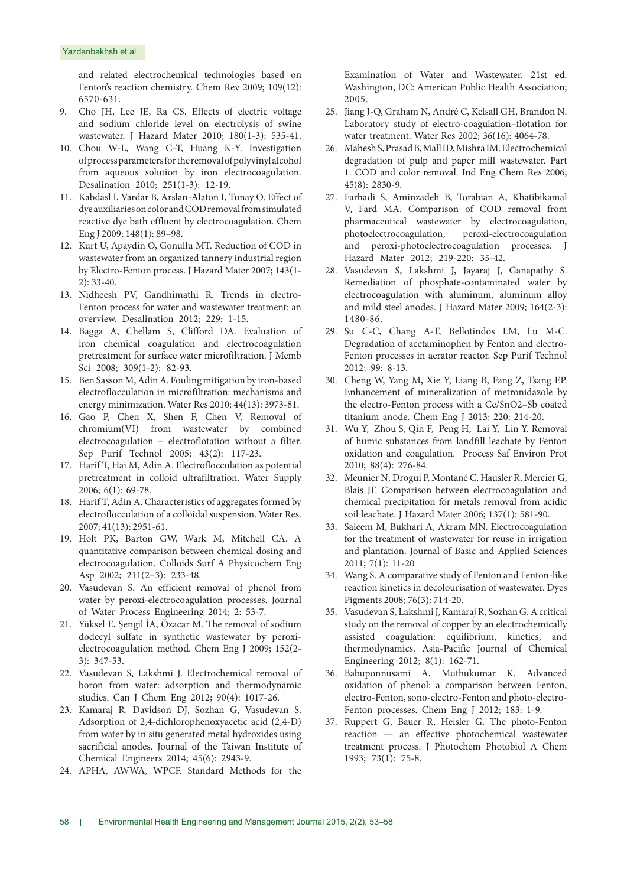and related electrochemical technologies based on Fenton's reaction chemistry. Chem Rev 2009; 109(12): 6570-631.

9. Cho JH, Lee JE, Ra CS. Effects of electric voltage and sodium chloride level on electrolysis of swine wastewater. J Hazard Mater 2010; 180(1-3): 535-41.
10. Chou W-L, Wang C-T, Huang K-Y. Investigation of process parameters for the removal of polyvinyl alcohol from aqueous solution by iron electrocoagulation. Desalination 2010; 251(1-3): 12-19.
11. Kabdasl I, Vardar B, Arslan-Alaton I, Tunay O. Effect of dye auxiliaries on color and COD removal from simulated reactive dye bath effluent by electrocoagulation. Chem Eng J 2009; 148(1): 89–98.
12. Kurt U, Apaydin O, Gonullu MT. Reduction of COD in wastewater from an organized tannery industrial region by Electro-Fenton process. J Hazard Mater 2007; 143(1-2): 33-40.
13. Nidheesh PV, Gandhimathi R. Trends in electro-Fenton process for water and wastewater treatment: an overview. Desalination 2012; 229: 1-15.
14. Bagga A, Chellam S, Clifford DA. Evaluation of iron chemical coagulation and electrocoagulation pretreatment for surface water microfiltration. J Memb Sci 2008; 309(1-2): 82-93.
15. Ben Sasson M, Adin A. Fouling mitigation by iron-based electroflocculation in microfiltration: mechanisms and energy minimization. Water Res 2010; 44(13): 3973-81.
16. Gao P, Chen X, Shen F, Chen V. Removal of chromium(VI) from wastewater by combined electrocoagulation – electroflotation without a filter. Sep Purif Technol 2005; 43(2): 117-23.
17. Harif T, Hai M, Adin A. Electroflocculation as potential pretreatment in colloid ultrafiltration. Water Supply 2006; 6(1): 69-78.
18. Harif T, Adin A. Characteristics of aggregates formed by electroflocculation of a colloidal suspension. Water Res. 2007; 41(13): 2951-61.
19. Holt PK, Barton GW, Wark M, Mitchell CA. A quantitative comparison between chemical dosing and electrocoagulation. Colloids Surf A Physicochem Eng Asp 2002; 211(2–3): 233-48.
20. Vasudevan S. An efficient removal of phenol from water by peroxi-electrocoagulation processes. Journal of Water Process Engineering 2014; 2: 53-7.
21. Yüksel E, Şengil İA, Özacar M. The removal of sodium dodecyl sulfate in synthetic wastewater by peroxi-electrocoagulation method. Chem Eng J 2009; 152(2-3): 347-53.
22. Vasudevan S, Lakshmi J. Electrochemical removal of boron from water: adsorption and thermodynamic studies. Can J Chem Eng 2012; 90(4): 1017-26.
23. Kamaraj R, Davidson DJ, Sozhan G, Vasudevan S. Adsorption of 2,4-dichlorophenoxyacetic acid (2,4-D) from water by in situ generated metal hydroxides using sacrificial anodes. Journal of the Taiwan Institute of Chemical Engineers 2014; 45(6): 2943-9.
24. APHA, AWWA, WPCF. Standard Methods for the Examination of Water and Wastewater. 21st ed. Washington, DC: American Public Health Association; 2005.
25. Jiang J-Q, Graham N, André C, Kelsall GH, Brandon N. Laboratory study of electro-coagulation–flotation for water treatment. Water Res 2002; 36(16): 4064-78.
26. Mahesh S, Prasad B, Mall ID, Mishra IM. Electrochemical degradation of pulp and paper mill wastewater. Part 1. COD and color removal. Ind Eng Chem Res 2006; 45(8): 2830-9.
27. Farhadi S, Aminzadeh B, Torabian A, Khatibikamal V, Fard MA. Comparison of COD removal from pharmaceutical wastewater by electrocoagulation, photoelectrocoagulation, peroxi-electrocoagulation and peroxi-photoelectrocoagulation processes. J Hazard Mater 2012; 219-220: 35-42.
28. Vasudevan S, Lakshmi J, Jayaraj J, Ganapathy S. Remediation of phosphate-contaminated water by electrocoagulation with aluminum, aluminum alloy and mild steel anodes. J Hazard Mater 2009; 164(2-3): 1480-86.
29. Su C-C, Chang A-T, Bellotindos LM, Lu M-C. Degradation of acetaminophen by Fenton and electro-Fenton processes in aerator reactor. Sep Purif Technol 2012; 99: 8-13.
30. Cheng W, Yang M, Xie Y, Liang B, Fang Z, Tsang EP. Enhancement of mineralization of metronidazole by the electro-Fenton process with a Ce/SnO2–Sb coated titanium anode. Chem Eng J 2013; 220: 214-20.
31. Wu Y, Zhou S, Qin F, Peng H, Lai Y, Lin Y. Removal of humic substances from landfill leachate by Fenton oxidation and coagulation. Process Saf Environ Prot 2010; 88(4): 276-84.
32. Meunier N, Drogui P, Montané C, Hausler R, Mercier G, Blais JF. Comparison between electrocoagulation and chemical precipitation for metals removal from acidic soil leachate. J Hazard Mater 2006; 137(1): 581-90.
33. Saleem M, Bukhari A, Akram MN. Electrocoagulation for the treatment of wastewater for reuse in irrigation and plantation. Journal of Basic and Applied Sciences 2011; 7(1): 11-20
34. Wang S. A comparative study of Fenton and Fenton-like reaction kinetics in decolourisation of wastewater. Dyes Pigments 2008; 76(3): 714-20.
35. Vasudevan S, Lakshmi J, Kamaraj R, Sozhan G. A critical study on the removal of copper by an electrochemically assisted coagulation: equilibrium, kinetics, and thermodynamics. Asia-Pacific Journal of Chemical Engineering 2012; 8(1): 162-71.
36. Babuponnusami A, Muthukumar K. Advanced oxidation of phenol: a comparison between Fenton, electro-Fenton, sono-electro-Fenton and photo-electro-Fenton processes. Chem Eng J 2012; 183: 1-9.
37. Ruppert G, Bauer R, Heisler G. The photo-Fenton reaction — an effective photochemical wastewater treatment process. J Photochem Photobiol A Chem 1993; 73(1): 75-8.